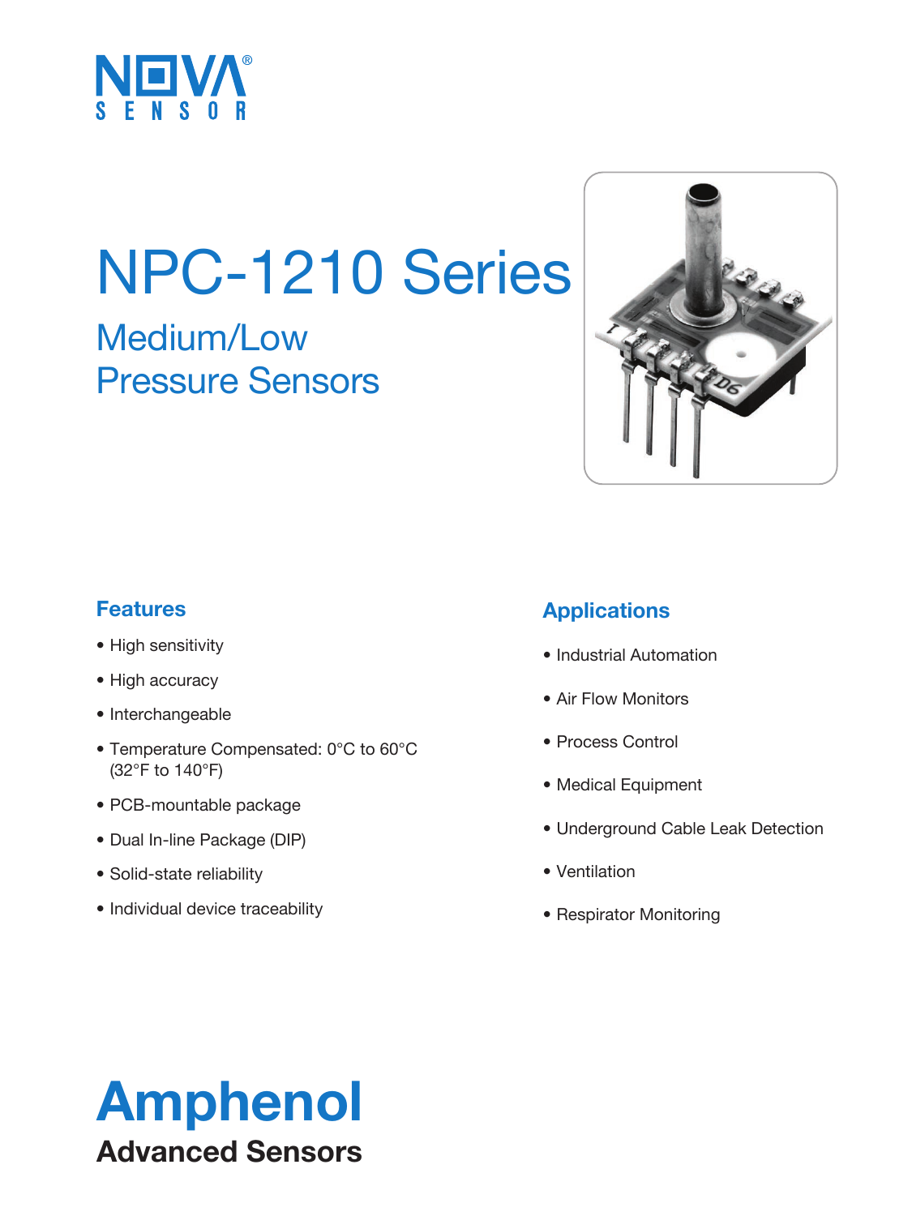NOVA SENSOR

# NPC-1210 Series

## Medium/Low Pressure Sensors

### Features

- High sensitivity
- High accuracy
- Interchangeable
- Temperature Compensated: 0°C to 60°C (32°F to 140°F)
- PCB-mountable package
- Dual In-line Package (DIP)
- Solid-state reliability
- Individual device traceability

### Applications

- Industrial Automation
- Air Flow Monitors
- Process Control
- Medical Equipment
- Underground Cable Leak Detection
- Ventilation
- Respirator Monitoring

**Amphenol**
**Advanced Sensors**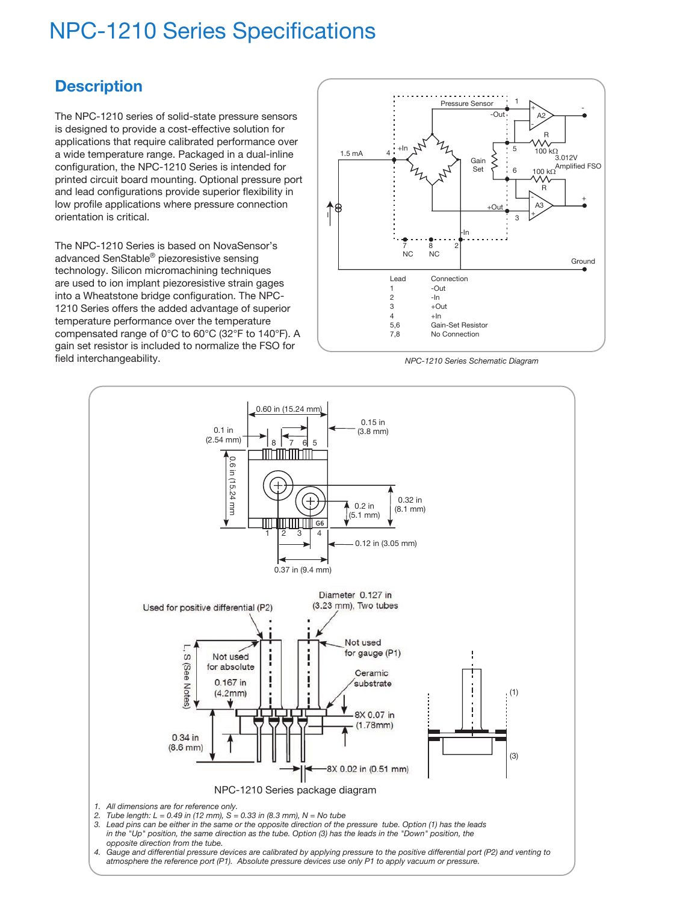# NPC-1210 Series Specifications

## Description

The NPC-1210 series of solid-state pressure sensors is designed to provide a cost-effective solution for applications that require calibrated performance over a wide temperature range. Packaged in a dual-inline configuration, the NPC-1210 Series is intended for printed circuit board mounting. Optional pressure port and lead configurations provide superior flexibility in low profile applications where pressure connection orientation is critical.

The NPC-1210 Series is based on NovaSensor's advanced SenStable® piezoresistive sensing technology. Silicon micromachining techniques are used to ion implant piezoresistive strain gages into a Wheatstone bridge configuration. The NPC-1210 Series offers the added advantage of superior temperature performance over the temperature compensated range of 0°C to 60°C (32°F to 140°F). A gain set resistor is included to normalize the FSO for field interchangeability.

| Lead | Connection |
|---|---|
| 1 | -Out |
| 2 | -In |
| 3 | +Out |
| 4 | +In |
| 5,6 | Gain-Set Resistor |
| 7,8 | No Connection |

*NPC-1210 Series Schematic Diagram*

NPC-1210 Series package diagram

1. *All dimensions are for reference only.*
2. *Tube length: L = 0.49 in (12 mm), S = 0.33 in (8.3 mm), N = No tube*
3. *Lead pins can be either in the same or the opposite direction of the pressure tube. Option (1) has the leads in the "Up" position, the same direction as the tube. Option (3) has the leads in the "Down" position, the opposite direction from the tube.*
4. *Gauge and differential pressure devices are calibrated by applying pressure to the positive differential port (P2) and venting to atmosphere the reference port (P1). Absolute pressure devices use only P1 to apply vacuum or pressure.*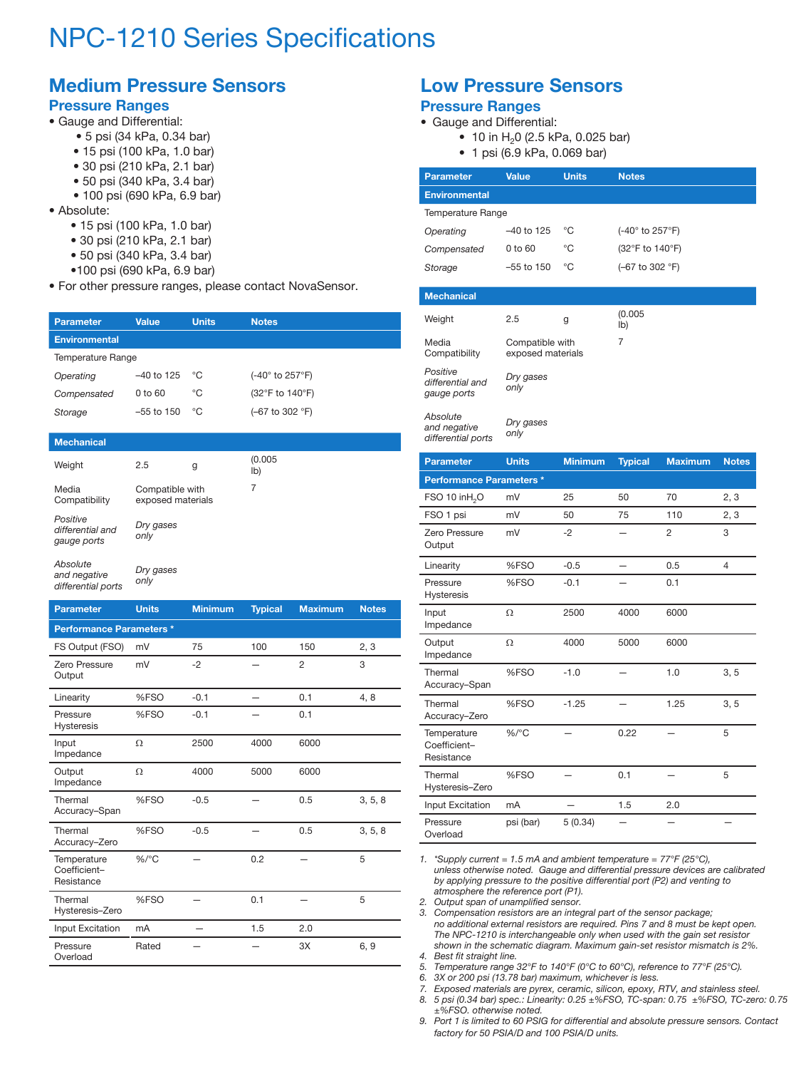# NPC-1210 Series Specifications

## Medium Pressure Sensors

### Pressure Ranges

- Gauge and Differential:
  - 5 psi (34 kPa, 0.34 bar)
  - 15 psi (100 kPa, 1.0 bar)
  - 30 psi (210 kPa, 2.1 bar)
  - 50 psi (340 kPa, 3.4 bar)
  - 100 psi (690 kPa, 6.9 bar)
- Absolute:
  - 15 psi (100 kPa, 1.0 bar)
  - 30 psi (210 kPa, 2.1 bar)
  - 50 psi (340 kPa, 3.4 bar)
  - 100 psi (690 kPa, 6.9 bar)
- For other pressure ranges, please contact NovaSensor.

| Parameter | Value | Units | Notes |
|---|---|---|---|
| **Environmental** | | | |
| Temperature Range | | | |
| *Operating* | –40 to 125 | °C | (-40° to 257°F) |
| *Compensated* | 0 to 60 | °C | (32°F to 140°F) |
| *Storage* | –55 to 150 | °C | (–67 to 302 °F) |
| **Mechanical** | | | |
| Weight | 2.5 | g | (0.005 lb) |
| Media Compatibility | Compatible with exposed materials | | 7 |
| *Positive differential and gauge ports* | *Dry gases only* | | |
| *Absolute and negative differential ports* | *Dry gases only* | | |

| Parameter | Units | Minimum | Typical | Maximum | Notes |
|---|---|---|---|---|---|
| **Performance Parameters \*** | | | | | |
| FS Output (FSO) | mV | 75 | 100 | 150 | 2, 3 |
| Zero Pressure Output | mV | -2 | — | 2 | 3 |
| Linearity | %FSO | -0.1 | — | 0.1 | 4, 8 |
| Pressure Hysteresis | %FSO | -0.1 | — | 0.1 | |
| Input Impedance | Ω | 2500 | 4000 | 6000 | |
| Output Impedance | Ω | 4000 | 5000 | 6000 | |
| Thermal Accuracy–Span | %FSO | -0.5 | — | 0.5 | 3, 5, 8 |
| Thermal Accuracy–Zero | %FSO | -0.5 | — | 0.5 | 3, 5, 8 |
| Temperature Coefficient–Resistance | %/°C | — | 0.2 | — | 5 |
| Thermal Hysteresis–Zero | %FSO | — | 0.1 | — | 5 |
| Input Excitation | mA | — | 1.5 | 2.0 | |
| Pressure Overload | Rated | — | — | 3X | 6, 9 |

## Low Pressure Sensors

### Pressure Ranges

- Gauge and Differential:
  - 10 in $H_2O$ (2.5 kPa, 0.025 bar)
  - 1 psi (6.9 kPa, 0.069 bar)

| Parameter | Value | Units | Notes |
|---|---|---|---|
| **Environmental** | | | |
| Temperature Range | | | |
| *Operating* | –40 to 125 | °C | (-40° to 257°F) |
| *Compensated* | 0 to 60 | °C | (32°F to 140°F) |
| *Storage* | –55 to 150 | °C | (–67 to 302 °F) |
| **Mechanical** | | | |
| Weight | 2.5 | g | (0.005 lb) |
| Media Compatibility | Compatible with exposed materials | | 7 |
| *Positive differential and gauge ports* | *Dry gases only* | | |
| *Absolute and negative differential ports* | *Dry gases only* | | |

| Parameter | Units | Minimum | Typical | Maximum | Notes |
|---|---|---|---|---|---|
| **Performance Parameters \*** | | | | | |
| FSO 10 in$H_2O$ | mV | 25 | 50 | 70 | 2, 3 |
| FSO 1 psi | mV | 50 | 75 | 110 | 2, 3 |
| Zero Pressure Output | mV | -2 | — | 2 | 3 |
| Linearity | %FSO | -0.5 | — | 0.5 | 4 |
| Pressure Hysteresis | %FSO | -0.1 | — | 0.1 | |
| Input Impedance | Ω | 2500 | 4000 | 6000 | |
| Output Impedance | Ω | 4000 | 5000 | 6000 | |
| Thermal Accuracy–Span | %FSO | -1.0 | — | 1.0 | 3, 5 |
| Thermal Accuracy–Zero | %FSO | -1.25 | — | 1.25 | 3, 5 |
| Temperature Coefficient–Resistance | %/°C | — | 0.22 | — | 5 |
| Thermal Hysteresis–Zero | %FSO | — | 0.1 | — | 5 |
| Input Excitation | mA | — | 1.5 | 2.0 | |
| Pressure Overload | psi (bar) | 5 (0.34) | — | — | — |

1. *\*Supply current = 1.5 mA and ambient temperature = 77°F (25°C), unless otherwise noted. Gauge and differential pressure devices are calibrated by applying pressure to the positive differential port (P2) and venting to atmosphere the reference port (P1).*
2. *Output span of unamplified sensor.*
3. *Compensation resistors are an integral part of the sensor package; no additional external resistors are required. Pins 7 and 8 must be kept open. The NPC-1210 is interchangeable only when used with the gain set resistor shown in the schematic diagram. Maximum gain-set resistor mismatch is 2%.*
4. *Best fit straight line.*
5. *Temperature range 32°F to 140°F (0°C to 60°C), reference to 77°F (25°C).*
6. *3X or 200 psi (13.78 bar) maximum, whichever is less.*
7. *Exposed materials are pyrex, ceramic, silicon, epoxy, RTV, and stainless steel.*
8. *5 psi (0.34 bar) spec.: Linearity: 0.25 ±%FSO, TC-span: 0.75 ±%FSO, TC-zero: 0.75 ±%FSO. otherwise noted.*
9. *Port 1 is limited to 60 PSIG for differential and absolute pressure sensors. Contact factory for 50 PSIA/D and 100 PSIA/D units.*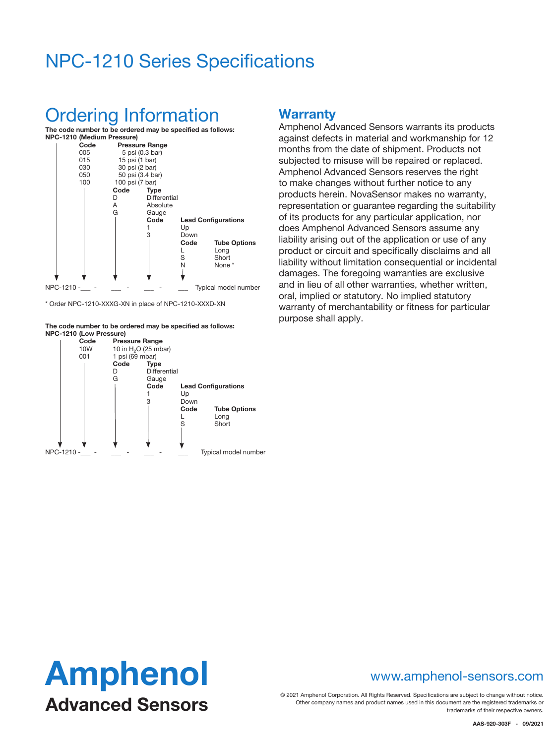# NPC-1210 Series Specifications

## Ordering Information

**The code number to be ordered may be specified as follows:**
**NPC-1210 (Medium Pressure)**

| Code | Pressure Range |
|---|---|
| 005 | 5 psi (0.3 bar) |
| 015 | 15 psi (1 bar) |
| 030 | 30 psi (2 bar) |
| 050 | 50 psi (3.4 bar) |
| 100 | 100 psi (7 bar) |

| Code | Type |
|---|---|
| D | Differential |
| A | Absolute |
| G | Gauge |

| Code | Lead Configurations |
|---|---|
| 1 | Up |
| 3 | Down |

| Code | Tube Options |
|---|---|
| L | Long |
| S | Short |
| N | None * |

NPC-1210 -___ - ___ - ___ - ___ Typical model number

* Order NPC-1210-XXXG-XN in place of NPC-1210-XXXD-XN

**The code number to be ordered may be specified as follows:**
**NPC-1210 (Low Pressure)**

| Code | Pressure Range |
|---|---|
| 10W | 10 in $H_2O$ (25 mbar) |
| 001 | 1 psi (69 mbar) |

| Code | Type |
|---|---|
| D | Differential |
| G | Gauge |

| Code | Lead Configurations |
|---|---|
| 1 | Up |
| 3 | Down |

| Code | Tube Options |
|---|---|
| L | Long |
| S | Short |

NPC-1210 -___ - ___ - ___ - ___ Typical model number

## Warranty

Amphenol Advanced Sensors warrants its products against defects in material and workmanship for 12 months from the date of shipment. Products not subjected to misuse will be repaired or replaced. Amphenol Advanced Sensors reserves the right to make changes without further notice to any products herein. NovaSensor makes no warranty, representation or guarantee regarding the suitability of its products for any particular application, nor does Amphenol Advanced Sensors assume any liability arising out of the application or use of any product or circuit and specifically disclaims and all liability without limitation consequential or incidental damages. The foregoing warranties are exclusive and in lieu of all other warranties, whether written, oral, implied or statutory. No implied statutory warranty of merchantability or fitness for particular purpose shall apply.

**Amphenol**
**Advanced Sensors**

www.amphenol-sensors.com

© 2021 Amphenol Corporation. All Rights Reserved. Specifications are subject to change without notice. Other company names and product names used in this document are the registered trademarks or trademarks of their respective owners.

**AAS-920-303F - 09/2021**